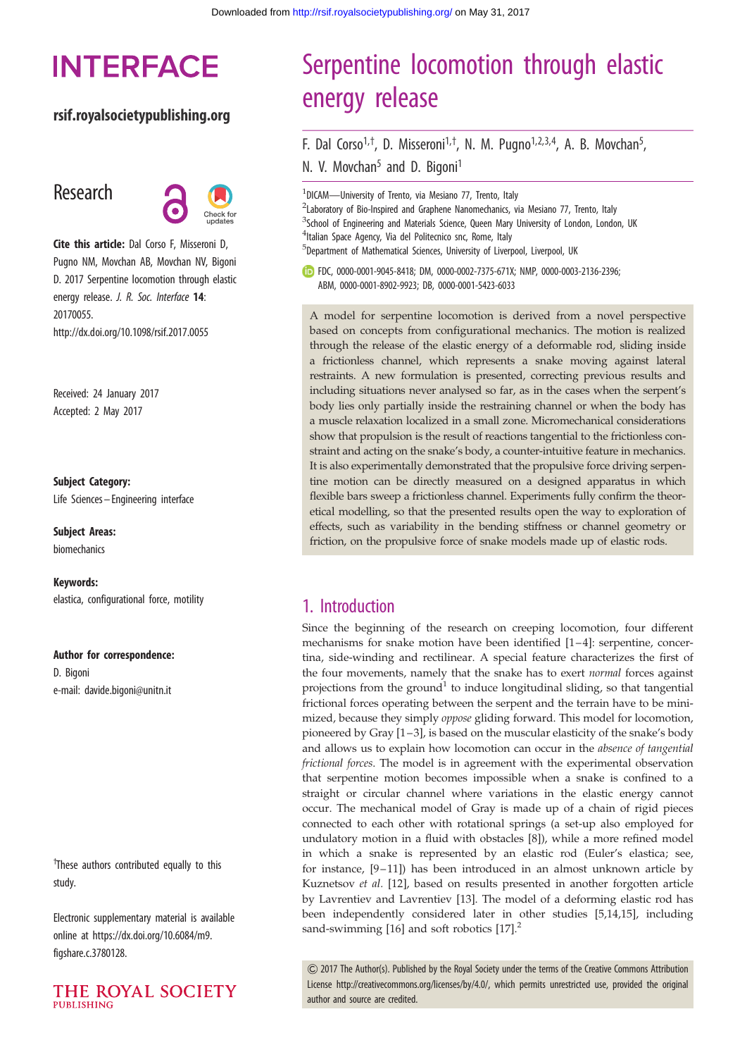# INTERFACE

**rsif.royalsocietypublishing.org**

## Research

**Cite this article:** Dal Corso F, Misseroni D, Pugno NM, Movchan AB, Movchan NV, Bigoni D. 2017 Serpentine locomotion through elastic energy release. *J. R. Soc. Interface* **14**: 20170055.
http://dx.doi.org/10.1098/rsif.2017.0055

Received: 24 January 2017
Accepted: 2 May 2017

**Subject Category:**
Life Sciences–Engineering interface

**Subject Areas:**
biomechanics

**Keywords:**
elastica, configurational force, motility

**Author for correspondence:**
D. Bigoni
e-mail: davide.bigoni@unitn.it

†These authors contributed equally to this study.

Electronic supplementary material is available online at https://dx.doi.org/10.6084/m9.figshare.c.3780128.

# Serpentine locomotion through elastic energy release

F. Dal Corso[1,†], D. Misseroni[1,†], N. M. Pugno[1,2,3,4], A. B. Movchan[5], N. V. Movchan[5] and D. Bigoni[1]

[1]DICAM—University of Trento, via Mesiano 77, Trento, Italy
[2]Laboratory of Bio-Inspired and Graphene Nanomechanics, via Mesiano 77, Trento, Italy
[3]School of Engineering and Materials Science, Queen Mary University of London, London, UK
[4]Italian Space Agency, Via del Politecnico snc, Rome, Italy
[5]Department of Mathematical Sciences, University of Liverpool, Liverpool, UK

FDC, 0000-0001-9045-8418; DM, 0000-0002-7375-671X; NMP, 0000-0003-2136-2396; ABM, 0000-0001-8902-9923; DB, 0000-0001-5423-6033

A model for serpentine locomotion is derived from a novel perspective based on concepts from configurational mechanics. The motion is realized through the release of the elastic energy of a deformable rod, sliding inside a frictionless channel, which represents a snake moving against lateral restraints. A new formulation is presented, correcting previous results and including situations never analysed so far, as in the cases when the serpent's body lies only partially inside the restraining channel or when the body has a muscle relaxation localized in a small zone. Micromechanical considerations show that propulsion is the result of reactions tangential to the frictionless constraint and acting on the snake's body, a counter-intuitive feature in mechanics. It is also experimentally demonstrated that the propulsive force driving serpentine motion can be directly measured on a designed apparatus in which flexible bars sweep a frictionless channel. Experiments fully confirm the theoretical modelling, so that the presented results open the way to exploration of effects, such as variability in the bending stiffness or channel geometry or friction, on the propulsive force of snake models made up of elastic rods.

## 1. Introduction

Since the beginning of the research on creeping locomotion, four different mechanisms for snake motion have been identified [1–4]: serpentine, concertina, side-winding and rectilinear. A special feature characterizes the first of the four movements, namely that the snake has to exert *normal* forces against projections from the ground[1] to induce longitudinal sliding, so that tangential frictional forces operating between the serpent and the terrain have to be minimized, because they simply *oppose* gliding forward. This model for locomotion, pioneered by Gray [1–3], is based on the muscular elasticity of the snake's body and allows us to explain how locomotion can occur in the *absence of tangential frictional forces*. The model is in agreement with the experimental observation that serpentine motion becomes impossible when a snake is confined to a straight or circular channel where variations in the elastic energy cannot occur. The mechanical model of Gray is made up of a chain of rigid pieces connected to each other with rotational springs (a set-up also employed for undulatory motion in a fluid with obstacles [8]), while a more refined model in which a snake is represented by an elastic rod (Euler's elastica; see, for instance, [9–11]) has been introduced in an almost unknown article by Kuznetsov *et al*. [12], based on results presented in another forgotten article by Lavrentiev and Lavrentiev [13]. The model of a deforming elastic rod has been independently considered later in other studies [5,14,15], including sand-swimming [16] and soft robotics [17].[2]

© 2017 The Author(s). Published by the Royal Society under the terms of the Creative Commons Attribution License http://creativecommons.org/licenses/by/4.0/, which permits unrestricted use, provided the original author and source are credited.

THE ROYAL SOCIETY PUBLISHING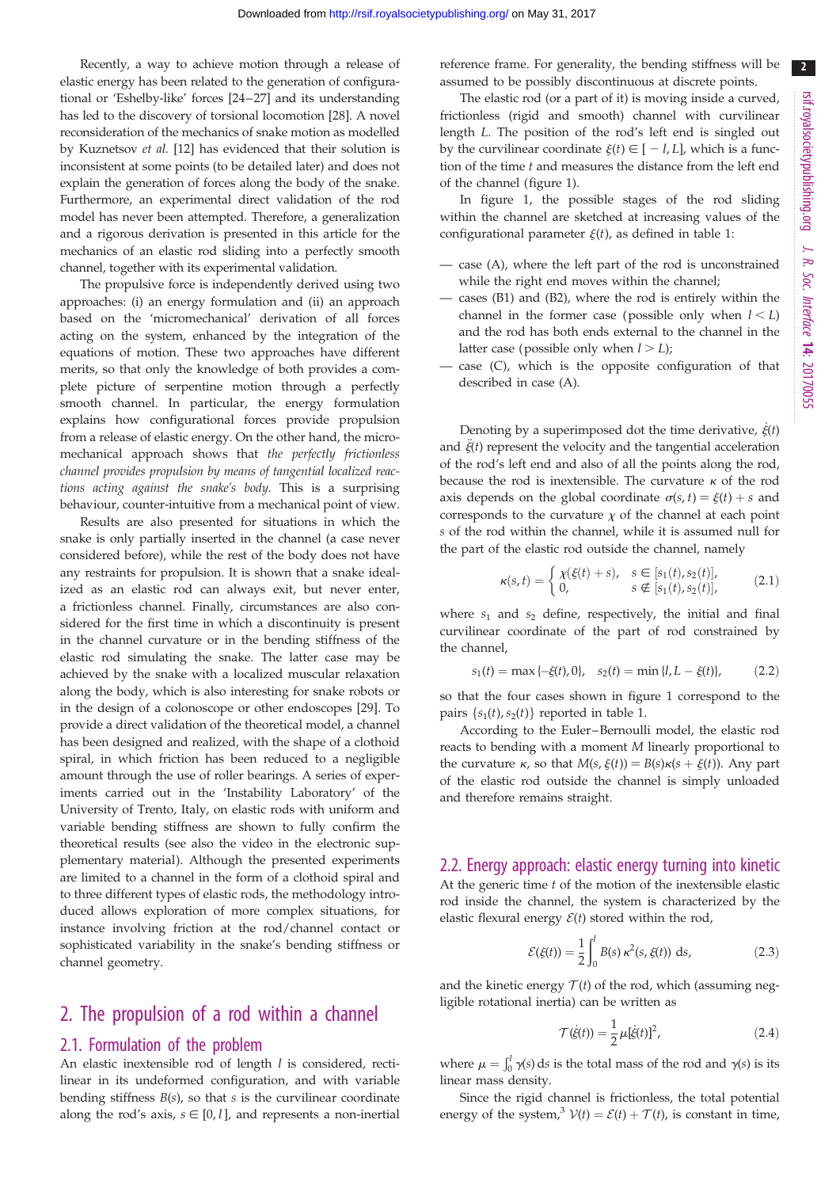Recently, a way to achieve motion through a release of elastic energy has been related to the generation of configurational or 'Eshelby-like' forces [24–27] and its understanding has led to the discovery of torsional locomotion [28]. A novel reconsideration of the mechanics of snake motion as modelled by Kuznetsov *et al.* [12] has evidenced that their solution is inconsistent at some points (to be detailed later) and does not explain the generation of forces along the body of the snake. Furthermore, an experimental direct validation of the rod model has never been attempted. Therefore, a generalization and a rigorous derivation is presented in this article for the mechanics of an elastic rod sliding into a perfectly smooth channel, together with its experimental validation.

The propulsive force is independently derived using two approaches: (i) an energy formulation and (ii) an approach based on the 'micromechanical' derivation of all forces acting on the system, enhanced by the integration of the equations of motion. These two approaches have different merits, so that only the knowledge of both provides a complete picture of serpentine motion through a perfectly smooth channel. In particular, the energy formulation explains how configurational forces provide propulsion from a release of elastic energy. On the other hand, the micromechanical approach shows that *the perfectly frictionless channel provides propulsion by means of tangential localized reactions acting against the snake's body*. This is a surprising behaviour, counter-intuitive from a mechanical point of view.

Results are also presented for situations in which the snake is only partially inserted in the channel (a case never considered before), while the rest of the body does not have any restraints for propulsion. It is shown that a snake idealized as an elastic rod can always exit, but never enter, a frictionless channel. Finally, circumstances are also considered for the first time in which a discontinuity is present in the channel curvature or in the bending stiffness of the elastic rod simulating the snake. The latter case may be achieved by the snake with a localized muscular relaxation along the body, which is also interesting for snake robots or in the design of a colonoscope or other endoscopes [29]. To provide a direct validation of the theoretical model, a channel has been designed and realized, with the shape of a clothoid spiral, in which friction has been reduced to a negligible amount through the use of roller bearings. A series of experiments carried out in the 'Instability Laboratory' of the University of Trento, Italy, on elastic rods with uniform and variable bending stiffness are shown to fully confirm the theoretical results (see also the video in the electronic supplementary material). Although the presented experiments are limited to a channel in the form of a clothoid spiral and to three different types of elastic rods, the methodology introduced allows exploration of more complex situations, for instance involving friction at the rod/channel contact or sophisticated variability in the snake's bending stiffness or channel geometry.

## 2. The propulsion of a rod within a channel

### 2.1. Formulation of the problem

An elastic inextensible rod of length $l$ is considered, rectilinear in its undeformed configuration, and with variable bending stiffness $B(s)$, so that $s$ is the curvilinear coordinate along the rod's axis, $s \in [0, l]$, and represents a non-inertial reference frame. For generality, the bending stiffness will be assumed to be possibly discontinuous at discrete points.

The elastic rod (or a part of it) is moving inside a curved, frictionless (rigid and smooth) channel with curvilinear length $L$. The position of the rod's left end is singled out by the curvilinear coordinate $\xi(t) \in [-l, L]$, which is a function of the time $t$ and measures the distance from the left end of the channel (figure 1).

In figure 1, the possible stages of the rod sliding within the channel are sketched at increasing values of the configurational parameter $\xi(t)$, as defined in table 1:

- case (A), where the left part of the rod is unconstrained while the right end moves within the channel;
- cases (B1) and (B2), where the rod is entirely within the channel in the former case (possible only when $l < L$) and the rod has both ends external to the channel in the latter case (possible only when $l > L$);
- case (C), which is the opposite configuration of that described in case (A).

Denoting by a superimposed dot the time derivative, $\dot{\xi}(t)$ and $\ddot{\xi}(t)$ represent the velocity and the tangential acceleration of the rod's left end and also of all the points along the rod, because the rod is inextensible. The curvature $\kappa$ of the rod axis depends on the global coordinate $\sigma(s, t) = \xi(t) + s$ and corresponds to the curvature $\chi$ of the channel at each point $s$ of the rod within the channel, while it is assumed null for the part of the elastic rod outside the channel, namely

$$\kappa(s, t) = \begin{cases} \chi(\xi(t) + s), & s \in [s_1(t), s_2(t)], \\ 0, & s \notin [s_1(t), s_2(t)], \end{cases} \tag{2.1}$$

where $s_1$ and $s_2$ define, respectively, the initial and final curvilinear coordinate of the part of rod constrained by the channel,

$$s_1(t) = \max\{-\xi(t), 0\}, \quad s_2(t) = \min\{l, L - \xi(t)\}, \tag{2.2}$$

so that the four cases shown in figure 1 correspond to the pairs $\{s_1(t), s_2(t)\}$ reported in table 1.

According to the Euler–Bernoulli model, the elastic rod reacts to bending with a moment $M$ linearly proportional to the curvature $\kappa$, so that $M(s, \xi(t)) = B(s)\kappa(s + \xi(t))$. Any part of the elastic rod outside the channel is simply unloaded and therefore remains straight.

### 2.2. Energy approach: elastic energy turning into kinetic

At the generic time $t$ of the motion of the inextensible elastic rod inside the channel, the system is characterized by the elastic flexural energy $\mathcal{E}(t)$ stored within the rod,

$$\mathcal{E}(\xi(t)) = \frac{1}{2}\int_0^l B(s)\,\kappa^2(s, \xi(t))\;\mathrm{d}s, \tag{2.3}$$

and the kinetic energy $\mathcal{T}(t)$ of the rod, which (assuming negligible rotational inertia) can be written as

$$\mathcal{T}(\dot{\xi}(t)) = \frac{1}{2}\mu[\dot{\xi}(t)]^2, \tag{2.4}$$

where $\mu = \int_0^l \gamma(s)\,\mathrm{d}s$ is the total mass of the rod and $\gamma(s)$ is its linear mass density.

Since the rigid channel is frictionless, the total potential energy of the system,[3] $\mathcal{V}(t) = \mathcal{E}(t) + \mathcal{T}(t)$, is constant in time,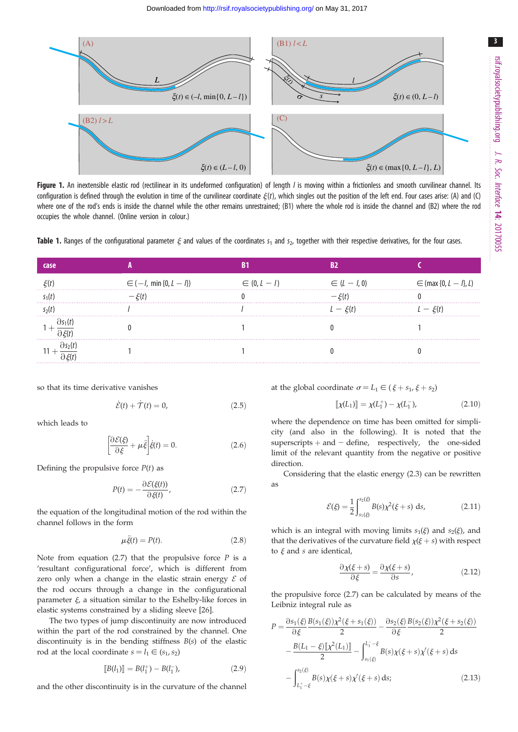**Figure 1.** An inextensible elastic rod (rectilinear in its undeformed configuration) of length $l$ is moving within a frictionless and smooth curvilinear channel. Its configuration is defined through the evolution in time of the curvilinear coordinate $\xi(t)$, which singles out the position of the left end. Four cases arise: (A) and (C) where one of the rod's ends is inside the channel while the other remains unrestrained; (B1) where the whole rod is inside the channel and (B2) where the rod occupies the whole channel. (Online version in colour.)

**Table 1.** Ranges of the configurational parameter $\xi$ and values of the coordinates $s_1$ and $s_2$, together with their respective derivatives, for the four cases.

| case | A | B1 | B2 | C |
|---|---|---|---|---|
| $\xi(t)$ | $\in(-l, \min\{0, L-l\})$ | $\in(0, L-l)$ | $\in(L-l, 0)$ | $\in(\max\{0, L-l\}, L)$ |
| $s_1(t)$ | $-\xi(t)$ | $0$ | $-\xi(t)$ | $0$ |
| $s_2(t)$ | $l$ | $l$ | $L-\xi(t)$ | $L-\xi(t)$ |
| $1+\dfrac{\partial s_1(t)}{\partial\xi(t)}$ | $0$ | $1$ | $0$ | $1$ |
| $11+\dfrac{\partial s_2(t)}{\partial\xi(t)}$ | $1$ | $1$ | $0$ | $0$ |

so that its time derivative vanishes

$$\dot{\mathcal{E}}(t)+\dot{\mathcal{T}}(t)=0, \tag{2.5}$$

which leads to

$$\left[\frac{\partial\mathcal{E}(\xi)}{\partial\xi}+\mu\ddot{\xi}\right]\dot{\xi}(t)=0. \tag{2.6}$$

Defining the propulsive force $P(t)$ as

$$P(t)=-\frac{\partial\mathcal{E}(\xi(t))}{\partial\xi(t)}, \tag{2.7}$$

the equation of the longitudinal motion of the rod within the channel follows in the form

$$\mu\ddot{\xi}(t)=P(t). \tag{2.8}$$

Note from equation (2.7) that the propulsive force $P$ is a 'resultant configurational force', which is different from zero only when a change in the elastic strain energy $\mathcal{E}$ of the rod occurs through a change in the configurational parameter $\xi$, a situation similar to the Eshelby-like forces in elastic systems constrained by a sliding sleeve [26].

The two types of jump discontinuity are now introduced within the part of the rod constrained by the channel. One discontinuity is in the bending stiffness $B(s)$ of the elastic rod at the local coordinate $s=l_1\in(s_1, s_2)$

$$[\![B(l_1)]\!]=B(l_1^+)-B(l_1^-), \tag{2.9}$$

and the other discontinuity is in the curvature of the channel at the global coordinate $\sigma=L_1\in(\xi+s_1, \xi+s_2)$

$$[\![\chi(L_1)]\!]=\chi(L_1^+)-\chi(L_1^-), \tag{2.10}$$

where the dependence on time has been omitted for simplicity (and also in the following). It is noted that the superscripts + and − define, respectively, the one-sided limit of the relevant quantity from the negative or positive direction.

Considering that the elastic energy (2.3) can be rewritten as

$$\mathcal{E}(\xi)=\frac{1}{2}\int_{s_1(\xi)}^{s_2(\xi)}B(s)\chi^2(\xi+s)\,\mathrm{d}s, \tag{2.11}$$

which is an integral with moving limits $s_1(\xi)$ and $s_2(\xi)$, and that the derivatives of the curvature field $\chi(\xi+s)$ with respect to $\xi$ and $s$ are identical,

$$\frac{\partial\chi(\xi+s)}{\partial\xi}=\frac{\partial\chi(\xi+s)}{\partial s}, \tag{2.12}$$

the propulsive force (2.7) can be calculated by means of the Leibniz integral rule as

$$\begin{aligned}P=&\frac{\partial s_1(\xi)}{\partial\xi}\frac{B(s_1(\xi))\chi^2(\xi+s_1(\xi))}{2}-\frac{\partial s_2(\xi)}{\partial\xi}\frac{B(s_2(\xi))\chi^2(\xi+s_2(\xi))}{2}\\&-\frac{B(L_1-\xi)[\![\chi^2(L_1)]\!]}{2}-\int_{s_1(\xi)}^{L_1^--\xi}B(s)\chi(\xi+s)\chi'(\xi+s)\,\mathrm{d}s\\&-\int_{L_1^+-\xi}^{s_2(\xi)}B(s)\chi(\xi+s)\chi'(\xi+s)\,\mathrm{d}s;\end{aligned} \tag{2.13}$$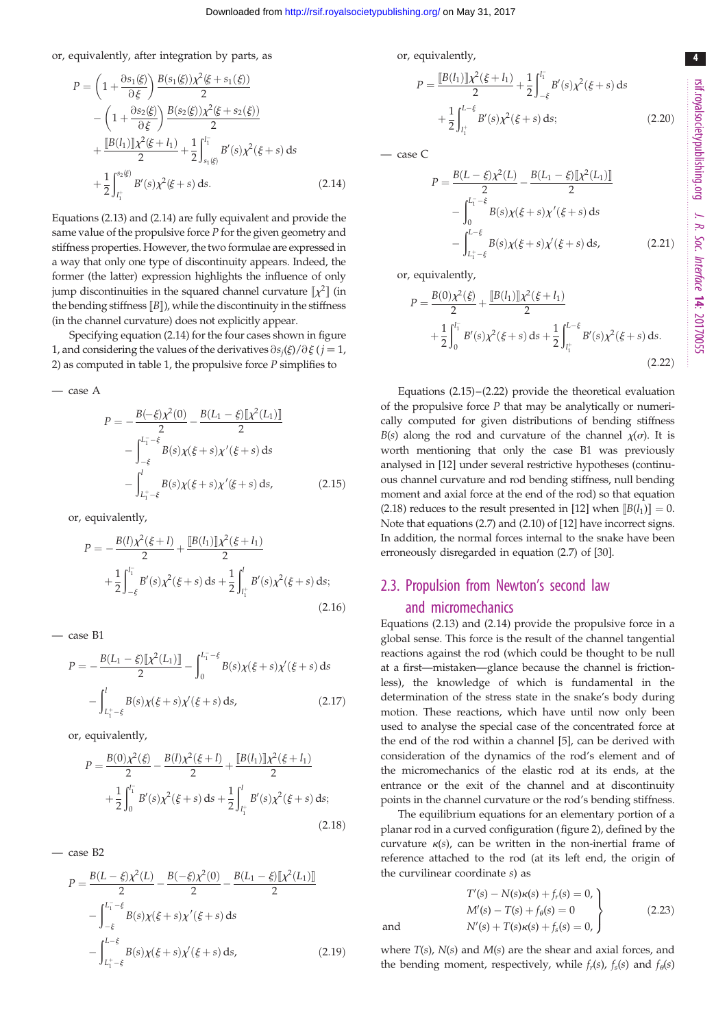or, equivalently, after integration by parts, as

$$
\begin{aligned}
P =& \left(1+\frac{\partial s_1(\xi)}{\partial \xi}\right)\frac{B(s_1(\xi))\chi^2(\xi+s_1(\xi))}{2} \\
&- \left(1+\frac{\partial s_2(\xi)}{\partial \xi}\right)\frac{B(s_2(\xi))\chi^2(\xi+s_2(\xi))}{2} \\
&+ \frac{[\![B(l_1)]\!]\chi^2(\xi+l_1)}{2} + \frac{1}{2}\int_{s_1(\xi)}^{l_1^-} B'(s)\chi^2(\xi+s)\,\mathrm{d}s \\
&+ \frac{1}{2}\int_{l_1^+}^{s_2(\xi)} B'(s)\chi^2(\xi+s)\,\mathrm{d}s. \qquad (2.14)
\end{aligned}
$$

Equations (2.13) and (2.14) are fully equivalent and provide the same value of the propulsive force $P$ for the given geometry and stiffness properties. However, the two formulae are expressed in a way that only one type of discontinuity appears. Indeed, the former (the latter) expression highlights the influence of only jump discontinuities in the squared channel curvature $[\![\chi^2]\!]$ (in the bending stiffness $[\![B]\!]$), while the discontinuity in the stiffness (in the channel curvature) does not explicitly appear.

Specifying equation (2.14) for the four cases shown in figure 1, and considering the values of the derivatives $\partial s_j(\xi)/\partial\xi$ ($j = 1, 2$) as computed in table 1, the propulsive force $P$ simplifies to

— case A

$$
\begin{aligned}
P =& -\frac{B(-\xi)\chi^2(0)}{2} - \frac{B(L_1-\xi)[\![\chi^2(L_1)]\!]}{2} \\
&- \int_{-\xi}^{L_1^- -\xi} B(s)\chi(\xi+s)\chi'(\xi+s)\,\mathrm{d}s \\
&- \int_{L_1^+ -\xi}^{l} B(s)\chi(\xi+s)\chi'(\xi+s)\,\mathrm{d}s, \qquad (2.15)
\end{aligned}
$$

or, equivalently,

$$
\begin{aligned}
P =& -\frac{B(l)\chi^2(\xi+l)}{2} + \frac{[\![B(l_1)]\!]\chi^2(\xi+l_1)}{2} \\
&+ \frac{1}{2}\int_{-\xi}^{l_1^-} B'(s)\chi^2(\xi+s)\,\mathrm{d}s + \frac{1}{2}\int_{l_1^+}^{l} B'(s)\chi^2(\xi+s)\,\mathrm{d}s; \qquad (2.16)
\end{aligned}
$$

— case B1

$$
\begin{aligned}
P =& -\frac{B(L_1-\xi)[\![\chi^2(L_1)]\!]}{2} - \int_{0}^{L_1^- -\xi} B(s)\chi(\xi+s)\chi'(\xi+s)\,\mathrm{d}s \\
&- \int_{L_1^+ -\xi}^{l} B(s)\chi(\xi+s)\chi'(\xi+s)\,\mathrm{d}s, \qquad (2.17)
\end{aligned}
$$

or, equivalently,

$$
\begin{aligned}
P =& \frac{B(0)\chi^2(\xi)}{2} - \frac{B(l)\chi^2(\xi+l)}{2} + \frac{[\![B(l_1)]\!]\chi^2(\xi+l_1)}{2} \\
&+ \frac{1}{2}\int_{0}^{l_1^-} B'(s)\chi^2(\xi+s)\,\mathrm{d}s + \frac{1}{2}\int_{l_1^+}^{l} B'(s)\chi^2(\xi+s)\,\mathrm{d}s; \qquad (2.18)
\end{aligned}
$$

— case B2

$$
\begin{aligned}
P =& \frac{B(L-\xi)\chi^2(L)}{2} - \frac{B(-\xi)\chi^2(0)}{2} - \frac{B(L_1-\xi)[\![\chi^2(L_1)]\!]}{2} \\
&- \int_{-\xi}^{L_1^- -\xi} B(s)\chi(\xi+s)\chi'(\xi+s)\,\mathrm{d}s \\
&- \int_{L_1^+ -\xi}^{L-\xi} B(s)\chi(\xi+s)\chi'(\xi+s)\,\mathrm{d}s, \qquad (2.19)
\end{aligned}
$$

or, equivalently,

$$
\begin{aligned}
P =& \frac{[\![B(l_1)]\!]\chi^2(\xi+l_1)}{2} + \frac{1}{2}\int_{-\xi}^{l_1^-} B'(s)\chi^2(\xi+s)\,\mathrm{d}s \\
&+ \frac{1}{2}\int_{l_1^+}^{L-\xi} B'(s)\chi^2(\xi+s)\,\mathrm{d}s; \qquad (2.20)
\end{aligned}
$$

— case C

$$
\begin{aligned}
P =& \frac{B(L-\xi)\chi^2(L)}{2} - \frac{B(L_1-\xi)[\![\chi^2(L_1)]\!]}{2} \\
&- \int_{0}^{L_1^- -\xi} B(s)\chi(\xi+s)\chi'(\xi+s)\,\mathrm{d}s \\
&- \int_{L_1^+ -\xi}^{L-\xi} B(s)\chi(\xi+s)\chi'(\xi+s)\,\mathrm{d}s, \qquad (2.21)
\end{aligned}
$$

or, equivalently,

$$
\begin{aligned}
P =& \frac{B(0)\chi^2(\xi)}{2} + \frac{[\![B(l_1)]\!]\chi^2(\xi+l_1)}{2} \\
&+ \frac{1}{2}\int_{0}^{l_1^-} B'(s)\chi^2(\xi+s)\,\mathrm{d}s + \frac{1}{2}\int_{l_1^+}^{L-\xi} B'(s)\chi^2(\xi+s)\,\mathrm{d}s. \qquad (2.22)
\end{aligned}
$$

Equations (2.15)–(2.22) provide the theoretical evaluation of the propulsive force $P$ that may be analytically or numerically computed for given distributions of bending stiffness $B(s)$ along the rod and curvature of the channel $\chi(\sigma)$. It is worth mentioning that only the case B1 was previously analysed in [12] under several restrictive hypotheses (continuous channel curvature and rod bending stiffness, null bending moment and axial force at the end of the rod) so that equation (2.18) reduces to the result presented in [12] when $[\![B(l_1)]\!] = 0$. Note that equations (2.7) and (2.10) of [12] have incorrect signs. In addition, the normal forces internal to the snake have been erroneously disregarded in equation (2.7) of [30].

## 2.3. Propulsion from Newton's second law and micromechanics

Equations (2.13) and (2.14) provide the propulsive force in a global sense. This force is the result of the channel tangential reactions against the rod (which could be thought to be null at a first—mistaken—glance because the channel is frictionless), the knowledge of which is fundamental in the determination of the stress state in the snake's body during motion. These reactions, which have until now only been used to analyse the special case of the concentrated force at the end of the rod within a channel [5], can be derived with consideration of the dynamics of the rod's element and of the micromechanics of the elastic rod at its ends, at the entrance or the exit of the channel and at discontinuity points in the channel curvature or the rod's bending stiffness.

The equilibrium equations for an elementary portion of a planar rod in a curved configuration (figure 2), defined by the curvature $\kappa(s)$, can be written in the non-inertial frame of reference attached to the rod (at its left end, the origin of the curvilinear coordinate $s$) as

$$
\left.
\begin{aligned}
&T'(s) - N(s)\kappa(s) + f_r(s) = 0, \\
&M'(s) - T(s) + f_\theta(s) = 0 \\
\text{and} \qquad &N'(s) + T(s)\kappa(s) + f_s(s) = 0,
\end{aligned}
\right\} \qquad (2.23)
$$

where $T(s)$, $N(s)$ and $M(s)$ are the shear and axial forces, and the bending moment, respectively, while $f_r(s)$, $f_s(s)$ and $f_\theta(s)$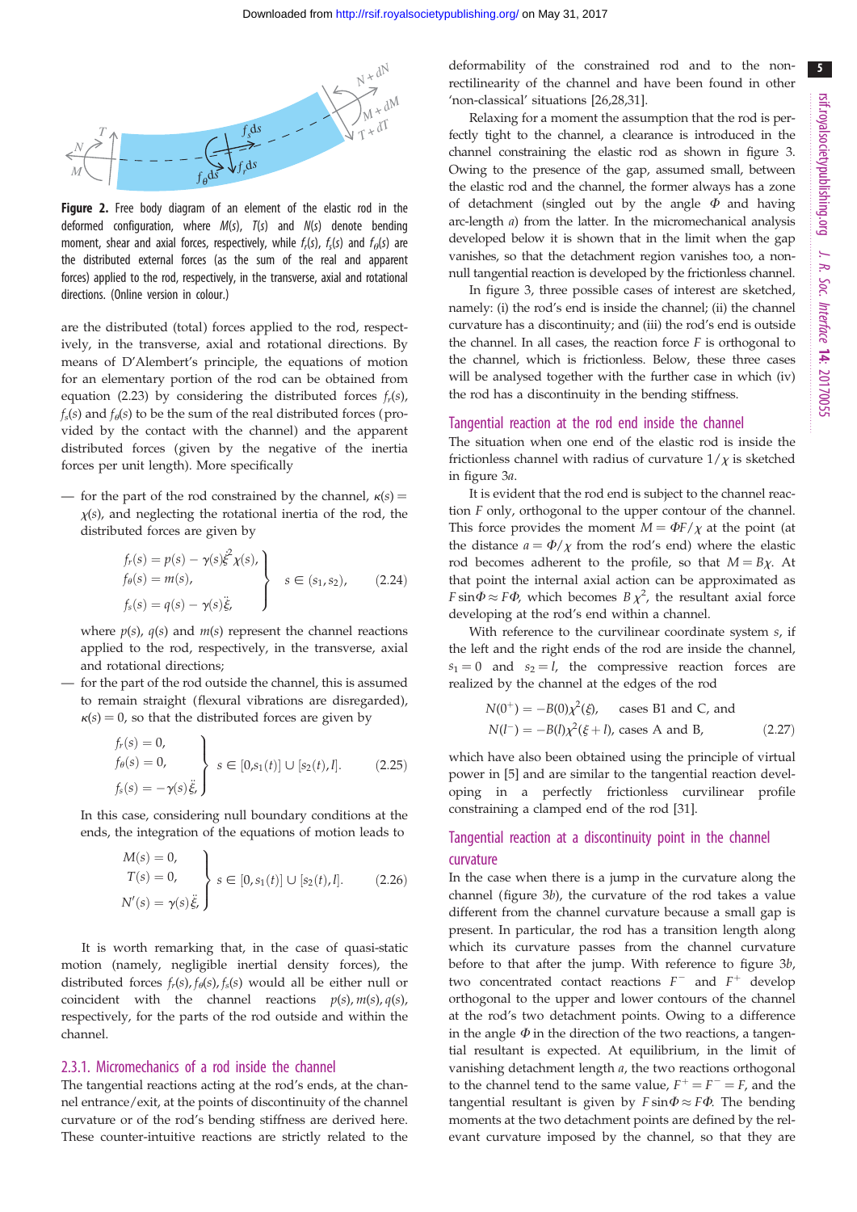**Figure 2.** Free body diagram of an element of the elastic rod in the deformed configuration, where $M(s)$, $T(s)$ and $N(s)$ denote bending moment, shear and axial forces, respectively, while $f_r(s)$, $f_s(s)$ and $f_\theta(s)$ are the distributed external forces (as the sum of the real and apparent forces) applied to the rod, respectively, in the transverse, axial and rotational directions. (Online version in colour.)

are the distributed (total) forces applied to the rod, respectively, in the transverse, axial and rotational directions. By means of D'Alembert's principle, the equations of motion for an elementary portion of the rod can be obtained from equation (2.23) by considering the distributed forces $f_r(s)$, $f_s(s)$ and $f_\theta(s)$ to be the sum of the real distributed forces (provided by the contact with the channel) and the apparent distributed forces (given by the negative of the inertia forces per unit length). More specifically

— for the part of the rod constrained by the channel, $\kappa(s) = \chi(s)$, and neglecting the rotational inertia of the rod, the distributed forces are given by

$$\left.\begin{aligned} f_r(s) &= p(s) - \gamma(s)\dot{\xi}^2\chi(s),\\ f_\theta(s) &= m(s),\\ f_s(s) &= q(s) - \gamma(s)\ddot{\xi}, \end{aligned}\right\} \quad s \in (s_1, s_2), \tag{2.24}$$

where $p(s)$, $q(s)$ and $m(s)$ represent the channel reactions applied to the rod, respectively, in the transverse, axial and rotational directions;

— for the part of the rod outside the channel, this is assumed to remain straight (flexural vibrations are disregarded), $\kappa(s) = 0$, so that the distributed forces are given by

$$\left.\begin{aligned} f_r(s) &= 0,\\ f_\theta(s) &= 0,\\ f_s(s) &= -\gamma(s)\ddot{\xi}, \end{aligned}\right\} \quad s \in [0, s_1(t)] \cup [s_2(t), l]. \tag{2.25}$$

In this case, considering null boundary conditions at the ends, the integration of the equations of motion leads to

$$\left.\begin{aligned} M(s) &= 0,\\ T(s) &= 0,\\ N'(s) &= \gamma(s)\ddot{\xi}, \end{aligned}\right\} \quad s \in [0, s_1(t)] \cup [s_2(t), l]. \tag{2.26}$$

It is worth remarking that, in the case of quasi-static motion (namely, negligible inertial density forces), the distributed forces $f_r(s), f_\theta(s), f_s(s)$ would all be either null or coincident with the channel reactions $p(s), m(s), q(s)$, respectively, for the parts of the rod outside and within the channel.

### 2.3.1. Micromechanics of a rod inside the channel

The tangential reactions acting at the rod's ends, at the channel entrance/exit, at the points of discontinuity of the channel curvature or of the rod's bending stiffness are derived here. These counter-intuitive reactions are strictly related to the deformability of the constrained rod and to the non-rectilinearity of the channel and have been found in other 'non-classical' situations [26,28,31].

Relaxing for a moment the assumption that the rod is perfectly tight to the channel, a clearance is introduced in the channel constraining the elastic rod as shown in figure 3. Owing to the presence of the gap, assumed small, between the elastic rod and the channel, the former always has a zone of detachment (singled out by the angle $\Phi$ and having arc-length $a$) from the latter. In the micromechanical analysis developed below it is shown that in the limit when the gap vanishes, so that the detachment region vanishes too, a non-null tangential reaction is developed by the frictionless channel.

In figure 3, three possible cases of interest are sketched, namely: (i) the rod's end is inside the channel; (ii) the channel curvature has a discontinuity; and (iii) the rod's end is outside the channel. In all cases, the reaction force $F$ is orthogonal to the channel, which is frictionless. Below, these three cases will be analysed together with the further case in which (iv) the rod has a discontinuity in the bending stiffness.

#### Tangential reaction at the rod end inside the channel

The situation when one end of the elastic rod is inside the frictionless channel with radius of curvature $1/\chi$ is sketched in figure 3*a*.

It is evident that the rod end is subject to the channel reaction $F$ only, orthogonal to the upper contour of the channel. This force provides the moment $M = \Phi F/\chi$ at the point (at the distance $a = \Phi/\chi$ from the rod's end) where the elastic rod becomes adherent to the profile, so that $M = B\chi$. At that point the internal axial action can be approximated as $F\sin\Phi \approx F\Phi$, which becomes $B\chi^2$, the resultant axial force developing at the rod's end within a channel.

With reference to the curvilinear coordinate system $s$, if the left and the right ends of the rod are inside the channel, $s_1 = 0$ and $s_2 = l$, the compressive reaction forces are realized by the channel at the edges of the rod

$$\begin{aligned} N(0^+) &= -B(0)\chi^2(\xi), &&\text{cases B1 and C, and}\\ N(l^-) &= -B(l)\chi^2(\xi + l), &&\text{cases A and B,} \end{aligned} \tag{2.27}$$

which have also been obtained using the principle of virtual power in [5] and are similar to the tangential reaction developing in a perfectly frictionless curvilinear profile constraining a clamped end of the rod [31].

#### Tangential reaction at a discontinuity point in the channel curvature

In the case when there is a jump in the curvature along the channel (figure 3*b*), the curvature of the rod takes a value different from the channel curvature because a small gap is present. In particular, the rod has a transition length along which its curvature passes from the channel curvature before to that after the jump. With reference to figure 3*b*, two concentrated contact reactions $F^-$ and $F^+$ develop orthogonal to the upper and lower contours of the channel at the rod's two detachment points. Owing to a difference in the angle $\Phi$ in the direction of the two reactions, a tangential resultant is expected. At equilibrium, in the limit of vanishing detachment length $a$, the two reactions orthogonal to the channel tend to the same value, $F^+ = F^- = F$, and the tangential resultant is given by $F\sin\Phi \approx F\Phi$. The bending moments at the two detachment points are defined by the relevant curvature imposed by the channel, so that they are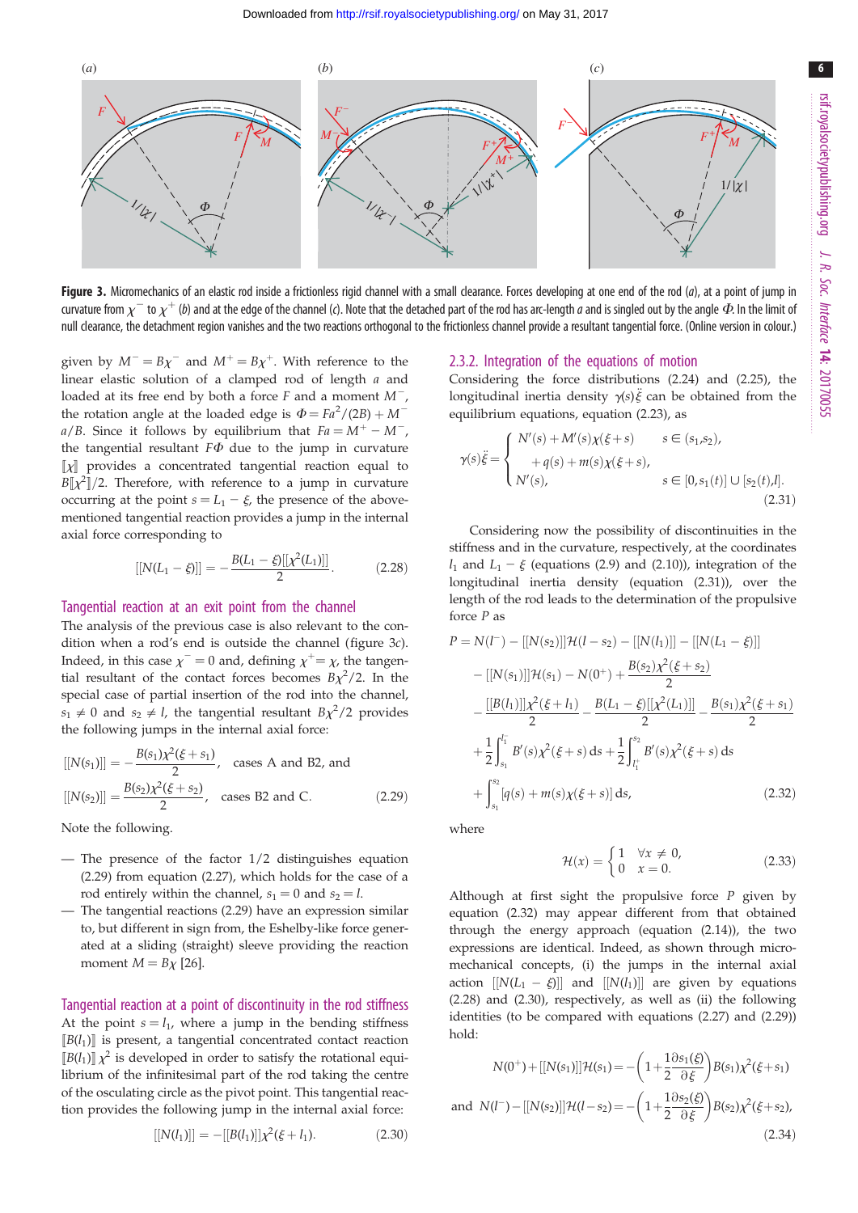Figure 3. Micromechanics of an elastic rod inside a frictionless rigid channel with a small clearance. Forces developing at one end of the rod (*a*), at a point of jump in curvature from $\chi^-$ to $\chi^+$ (*b*) and at the edge of the channel (*c*). Note that the detached part of the rod has arc-length $a$ and is singled out by the angle $\Phi$. In the limit of null clearance, the detachment region vanishes and the two reactions orthogonal to the frictionless channel provide a resultant tangential force. (Online version in colour.)

given by $M^- = B\chi^-$ and $M^+ = B\chi^+$. With reference to the linear elastic solution of a clamped rod of length $a$ and loaded at its free end by both a force $F$ and a moment $M^-$, the rotation angle at the loaded edge is $\Phi = Fa^2/(2B) + M^- a/B$. Since it follows by equilibrium that $Fa = M^+ - M^-$, the tangential resultant $F\Phi$ due to the jump in curvature $[\![\chi]\!]$ provides a concentrated tangential reaction equal to $B[\![\chi^2]\!]/2$. Therefore, with reference to a jump in curvature occurring at the point $s = L_1 - \xi$, the presence of the above-mentioned tangential reaction provides a jump in the internal axial force corresponding to

$$[\![N(L_1 - \xi)]\!] = -\frac{B(L_1 - \xi)[\![\chi^2(L_1)]\!]}{2}. \tag{2.28}$$

### Tangential reaction at an exit point from the channel

The analysis of the previous case is also relevant to the condition when a rod's end is outside the channel (figure 3*c*). Indeed, in this case $\chi^- = 0$ and, defining $\chi^+ = \chi$, the tangential resultant of the contact forces becomes $B\chi^2/2$. In the special case of partial insertion of the rod into the channel, $s_1 \neq 0$ and $s_2 \neq l$, the tangential resultant $B\chi^2/2$ provides the following jumps in the internal axial force:

$$[\![N(s_1)]\!] = -\frac{B(s_1)\chi^2(\xi + s_1)}{2}, \quad \text{cases A and B2, and}$$
$$[\![N(s_2)]\!] = \frac{B(s_2)\chi^2(\xi + s_2)}{2}, \quad \text{cases B2 and C}. \tag{2.29}$$

Note the following.

- The presence of the factor 1/2 distinguishes equation (2.29) from equation (2.27), which holds for the case of a rod entirely within the channel, $s_1 = 0$ and $s_2 = l$.
- The tangential reactions (2.29) have an expression similar to, but different in sign from, the Eshelby-like force generated at a sliding (straight) sleeve providing the reaction moment $M = B\chi$ [26].

### Tangential reaction at a point of discontinuity in the rod stiffness

At the point $s = l_1$, where a jump in the bending stiffness $[\![B(l_1)]\!]$ is present, a tangential concentrated contact reaction $[\![B(l_1)]\!]\chi^2$ is developed in order to satisfy the rotational equilibrium of the infinitesimal part of the rod taking the centre of the osculating circle as the pivot point. This tangential reaction provides the following jump in the internal axial force:

$$[\![N(l_1)]\!] = -[\![B(l_1)]\!]\chi^2(\xi + l_1). \tag{2.30}$$

### 2.3.2. Integration of the equations of motion

Considering the force distributions (2.24) and (2.25), the longitudinal inertia density $\gamma(s)\ddot{\xi}$ can be obtained from the equilibrium equations, equation (2.23), as

$$\gamma(s)\ddot{\xi} = \begin{cases} N'(s) + M'(s)\chi(\xi + s) & s \in (s_1, s_2), \\ \quad + q(s) + m(s)\chi(\xi + s), & \\ N'(s), & s \in [0, s_1(t)] \cup [s_2(t), l]. \end{cases} \tag{2.31}$$

Considering now the possibility of discontinuities in the stiffness and in the curvature, respectively, at the coordinates $l_1$ and $L_1 - \xi$ (equations (2.9) and (2.10)), integration of the longitudinal inertia density (equation (2.31)), over the length of the rod leads to the determination of the propulsive force $P$ as

$$\begin{aligned} P = {} & N(l^-) - [\![N(s_2)]\!]\mathcal{H}(l - s_2) - [\![N(l_1)]\!] - [\![N(L_1 - \xi)]\!] \\ & - [\![N(s_1)]\!]\mathcal{H}(s_1) - N(0^+) + \frac{B(s_2)\chi^2(\xi + s_2)}{2} \\ & - \frac{[\![B(l_1)]\!]\chi^2(\xi + l_1)}{2} - \frac{B(L_1 - \xi)[\![\chi^2(L_1)]\!]}{2} - \frac{B(s_1)\chi^2(\xi + s_1)}{2} \\ & + \frac{1}{2}\int_{s_1}^{l_1^-} B'(s)\chi^2(\xi + s)\,\mathrm{d}s + \frac{1}{2}\int_{l_1^+}^{s_2} B'(s)\chi^2(\xi + s)\,\mathrm{d}s \\ & + \int_{s_1}^{s_2} [q(s) + m(s)\chi(\xi + s)]\,\mathrm{d}s, \end{aligned} \tag{2.32}$$

where

$$\mathcal{H}(x) = \begin{cases} 1 & \forall x \neq 0, \\ 0 & x = 0. \end{cases} \tag{2.33}$$

Although at first sight the propulsive force $P$ given by equation (2.32) may appear different from that obtained through the energy approach (equation (2.14)), the two expressions are identical. Indeed, as shown through micromechanical concepts, (i) the jumps in the internal axial action $[\![N(L_1 - \xi)]\!]$ and $[\![N(l_1)]\!]$ are given by equations (2.28) and (2.30), respectively, as well as (ii) the following identities (to be compared with equations (2.27) and (2.29)) hold:

$$N(0^+) + [\![N(s_1)]\!]\mathcal{H}(s_1) = -\left(1 + \frac{1}{2}\frac{\partial s_1(\xi)}{\partial \xi}\right) B(s_1)\chi^2(\xi + s_1)$$
$$\text{and} \quad N(l^-) - [\![N(s_2)]\!]\mathcal{H}(l - s_2) = -\left(1 + \frac{1}{2}\frac{\partial s_2(\xi)}{\partial \xi}\right) B(s_2)\chi^2(\xi + s_2), \tag{2.34}$$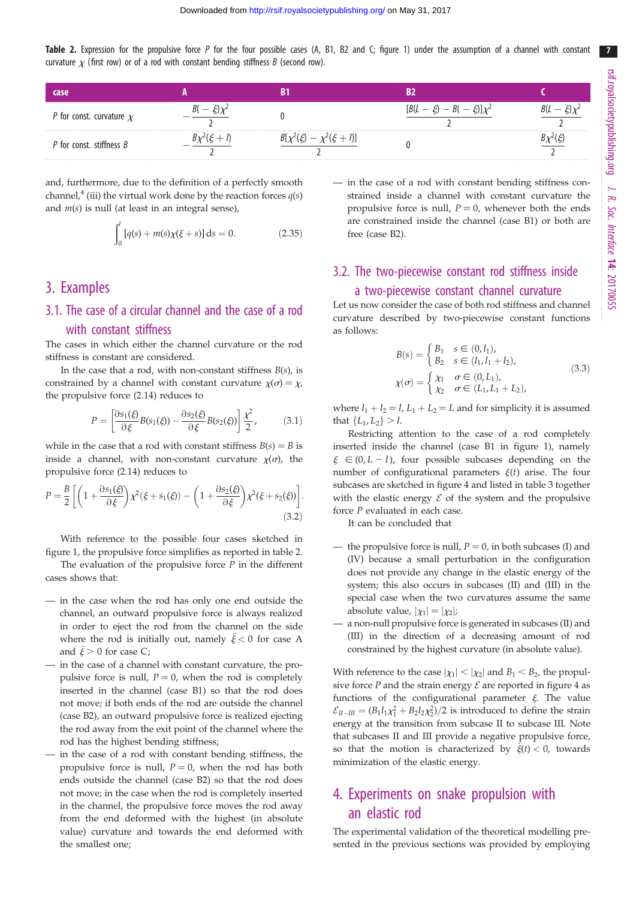**Table 2.** Expression for the propulsive force $P$ for the four possible cases (A, B1, B2 and C; figure 1) under the assumption of a channel with constant curvature $\chi$ (first row) or of a rod with constant bending stiffness $B$ (second row).

| case | A | B1 | B2 | C |
|---|---|---|---|---|
| $P$ for const. curvature $\chi$ | $-\dfrac{B(-\xi)\chi^2}{2}$ | 0 | $\dfrac{[B(L-\xi)-B(-\xi)]\chi^2}{2}$ | $\dfrac{B(L-\xi)\chi^2}{2}$ |
| $P$ for const. stiffness $B$ | $-\dfrac{B\chi^2(\xi+l)}{2}$ | $\dfrac{B[\chi^2(\xi)-\chi^2(\xi+l)]}{2}$ | 0 | $\dfrac{B\chi^2(\xi)}{2}$ |

and, furthermore, due to the definition of a perfectly smooth channel,[4] (iii) the virtual work done by the reaction forces $q(s)$ and $m(s)$ is null (at least in an integral sense),

$$\int_0^l [q(s) + m(s)\chi(\xi + s)]\, \mathrm{d}s = 0. \tag{2.35}$$

## 3. Examples

### 3.1. The case of a circular channel and the case of a rod with constant stiffness

The cases in which either the channel curvature or the rod stiffness is constant are considered.

In the case that a rod, with non-constant stiffness $B(s)$, is constrained by a channel with constant curvature $\chi(\sigma) = \chi$, the propulsive force (2.14) reduces to

$$P = \left[\frac{\partial s_1(\xi)}{\partial \xi} B(s_1(\xi)) - \frac{\partial s_2(\xi)}{\partial \xi} B(s_2(\xi))\right] \frac{\chi^2}{2}, \tag{3.1}$$

while in the case that a rod with constant stiffness $B(s) = B$ is inside a channel, with non-constant curvature $\chi(\sigma)$, the propulsive force (2.14) reduces to

$$P = \frac{B}{2}\left[\left(1 + \frac{\partial s_1(\xi)}{\partial \xi}\right)\chi^2(\xi + s_1(\xi)) - \left(1 + \frac{\partial s_2(\xi)}{\partial \xi}\right)\chi^2(\xi + s_2(\xi))\right]. \tag{3.2}$$

With reference to the possible four cases sketched in figure 1, the propulsive force simplifies as reported in table 2.

The evaluation of the propulsive force $P$ in the different cases shows that:

- in the case when the rod has only one end outside the channel, an outward propulsive force is always realized in order to eject the rod from the channel on the side where the rod is initially out, namely $\ddot{\xi} < 0$ for case A and $\ddot{\xi} > 0$ for case C;
- in the case of a channel with constant curvature, the propulsive force is null, $P = 0$, when the rod is completely inserted in the channel (case B1) so that the rod does not move; if both ends of the rod are outside the channel (case B2), an outward propulsive force is realized ejecting the rod away from the exit point of the channel where the rod has the highest bending stiffness;
- in the case of a rod with constant bending stiffness, the propulsive force is null, $P = 0$, when the rod has both ends outside the channel (case B2) so that the rod does not move; in the case when the rod is completely inserted in the channel, the propulsive force moves the rod away from the end deformed with the highest (in absolute value) curvature and towards the end deformed with the smallest one;
- in the case of a rod with constant bending stiffness constrained inside a channel with constant curvature the propulsive force is null, $P = 0$, whenever both the ends are constrained inside the channel (case B1) or both are free (case B2).

### 3.2. The two-piecewise constant rod stiffness inside a two-piecewise constant channel curvature

Let us now consider the case of both rod stiffness and channel curvature described by two-piecewise constant functions as follows:

$$B(s) = \begin{cases} B_1 & s \in (0, l_1), \\ B_2 & s \in (l_1, l_1 + l_2), \end{cases}$$
$$\chi(\sigma) = \begin{cases} \chi_1 & \sigma \in (0, L_1), \\ \chi_2 & \sigma \in (L_1, L_1 + L_2), \end{cases} \tag{3.3}$$

where $l_1 + l_2 = l$, $L_1 + L_2 = L$ and for simplicity it is assumed that $\{L_1, L_2\} > l$.

Restricting attention to the case of a rod completely inserted inside the channel (case B1 in figure 1), namely $\xi \in (0, L - l)$, four possible subcases depending on the number of configurational parameters $\xi(t)$ arise. The four subcases are sketched in figure 4 and listed in table 3 together with the elastic energy $\mathcal{E}$ of the system and the propulsive force $P$ evaluated in each case.

It can be concluded that

- the propulsive force is null, $P = 0$, in both subcases (I) and (IV) because a small perturbation in the configuration does not provide any change in the elastic energy of the system; this also occurs in subcases (II) and (III) in the special case when the two curvatures assume the same absolute value, $|\chi_1| = |\chi_2|$;
- a non-null propulsive force is generated in subcases (II) and (III) in the direction of a decreasing amount of rod constrained by the highest curvature (in absolute value).

With reference to the case $|\chi_1| < |\chi_2|$ and $B_1 < B_2$, the propulsive force $P$ and the strain energy $\mathcal{E}$ are reported in figure 4 as functions of the configurational parameter $\xi$. The value $\mathcal{E}_{II-III} = (B_1 l_1 \chi_1^2 + B_2 l_2 \chi_2^2)/2$ is introduced to define the strain energy at the transition from subcase II to subcase III. Note that subcases II and III provide a negative propulsive force, so that the motion is characterized by $\dot{\xi}(t) < 0$, towards minimization of the elastic energy.

## 4. Experiments on snake propulsion with an elastic rod

The experimental validation of the theoretical modelling presented in the previous sections was provided by employing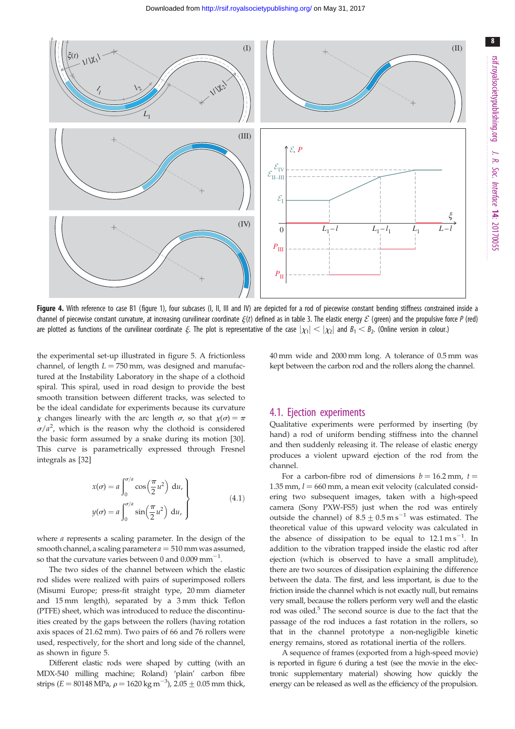**Figure 4.** With reference to case B1 (figure 1), four subcases (I, II, III and IV) are depicted for a rod of piecewise constant bending stiffness constrained inside a channel of piecewise constant curvature, at increasing curvilinear coordinate $\xi(t)$ defined as in table 3. The elastic energy $\mathcal{E}$ (green) and the propulsive force $P$ (red) are plotted as functions of the curvilinear coordinate $\xi$. The plot is representative of the case $|\chi_1| < |\chi_2|$ and $B_1 < B_2$. (Online version in colour.)

the experimental set-up illustrated in figure 5. A frictionless channel, of length $L = 750$ mm, was designed and manufactured at the Instability Laboratory in the shape of a clothoid spiral. This spiral, used in road design to provide the best smooth transition between different tracks, was selected to be the ideal candidate for experiments because its curvature $\chi$ changes linearly with the arc length $\sigma$, so that $\chi(\sigma) = \pi\sigma/a^2$, which is the reason why the clothoid is considered the basic form assumed by a snake during its motion [30]. This curve is parametrically expressed through Fresnel integrals as [32]

$$\left.\begin{aligned} x(\sigma) &= a\int_0^{\sigma/a} \cos\left(\frac{\pi}{2}u^2\right)\,\mathrm{d}u, \\ y(\sigma) &= a\int_0^{\sigma/a} \sin\left(\frac{\pi}{2}u^2\right)\,\mathrm{d}u, \end{aligned}\right\} \tag{4.1}$$

where $a$ represents a scaling parameter. In the design of the smooth channel, a scaling parameter $a = 510$ mm was assumed, so that the curvature varies between 0 and 0.009 mm$^{-1}$.

The two sides of the channel between which the elastic rod slides were realized with pairs of superimposed rollers (Misumi Europe; press-fit straight type, 20 mm diameter and 15 mm length), separated by a 3 mm thick Teflon (PTFE) sheet, which was introduced to reduce the discontinuities created by the gaps between the rollers (having rotation axis spaces of 21.62 mm). Two pairs of 66 and 76 rollers were used, respectively, for the short and long side of the channel, as shown in figure 5.

Different elastic rods were shaped by cutting (with an MDX-540 milling machine; Roland) 'plain' carbon fibre strips ($E = 80148$ MPa, $\rho = 1620$ kg m$^{-3}$), 2.05 ± 0.05 mm thick, 40 mm wide and 2000 mm long. A tolerance of 0.5 mm was kept between the carbon rod and the rollers along the channel.

## 4.1. Ejection experiments

Qualitative experiments were performed by inserting (by hand) a rod of uniform bending stiffness into the channel and then suddenly releasing it. The release of elastic energy produces a violent upward ejection of the rod from the channel.

For a carbon-fibre rod of dimensions $b = 16.2$ mm, $t = 1.35$ mm, $l = 660$ mm, a mean exit velocity (calculated considering two subsequent images, taken with a high-speed camera (Sony PXW-FS5) just when the rod was entirely outside the channel) of $8.5 \pm 0.5$ m s$^{-1}$ was estimated. The theoretical value of this upward velocity was calculated in the absence of dissipation to be equal to 12.1 m s$^{-1}$. In addition to the vibration trapped inside the elastic rod after ejection (which is observed to have a small amplitude), there are two sources of dissipation explaining the difference between the data. The first, and less important, is due to the friction inside the channel which is not exactly null, but remains very small, because the rollers perform very well and the elastic rod was oiled.[5] The second source is due to the fact that the passage of the rod induces a fast rotation in the rollers, so that in the channel prototype a non-negligible kinetic energy remains, stored as rotational inertia of the rollers.

A sequence of frames (exported from a high-speed movie) is reported in figure 6 during a test (see the movie in the electronic supplementary material) showing how quickly the energy can be released as well as the efficiency of the propulsion.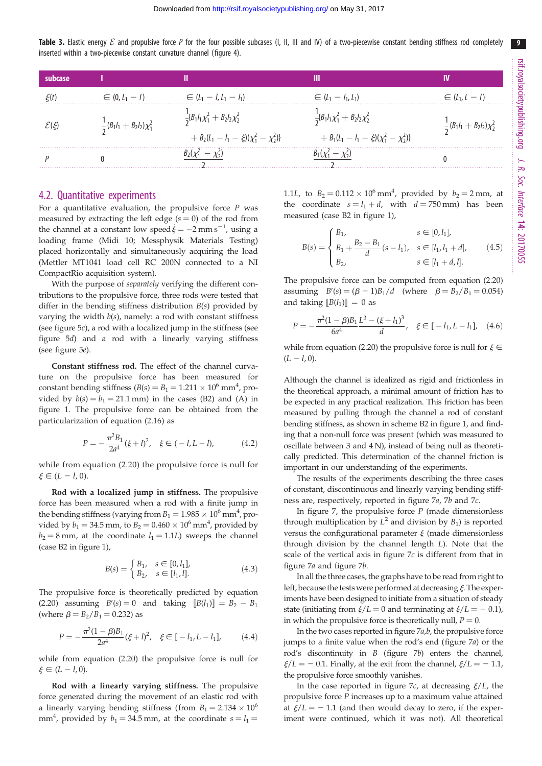**Table 3.** Elastic energy $\mathcal{E}$ and propulsive force $P$ for the four possible subcases (I, II, III and IV) of a two-piecewise constant bending stiffness rod completely inserted within a two-piecewise constant curvature channel (figure 4).

| subcase | I | II | III | IV |
|---|---|---|---|---|
| $\xi(t)$ | $\in (0, L_1 - l)$ | $\in (L_1 - l, L_1 - l_1)$ | $\in (L_1 - l_1, L_1)$ | $\in (L_1, L - l)$ |
| $\mathcal{E}(\xi)$ | $\frac{1}{2}(B_1 l_1 + B_2 l_2)\chi_1^2$ | $\frac{1}{2}\{B_1 l_1 \chi_1^2 + B_2 l_2 \chi_2^2 + B_2(L_1 - l_1 - \xi)(\chi_1^2 - \chi_2^2)\}$ | $\frac{1}{2}\{B_1 l_1 \chi_1^2 + B_2 l_2 \chi_2^2 + B_1(L_1 - l_1 - \xi)(\chi_1^2 - \chi_2^2)\}$ | $\frac{1}{2}(B_1 l_1 + B_2 l_2)\chi_2^2$ |
| $P$ | 0 | $\frac{B_2(\chi_1^2 - \chi_2^2)}{2}$ | $\frac{B_1(\chi_1^2 - \chi_2^2)}{2}$ | 0 |

## 4.2. Quantitative experiments

For a quantitative evaluation, the propulsive force $P$ was measured by extracting the left edge ($s = 0$) of the rod from the channel at a constant low speed $\dot{\xi} = -2\ \mathrm{mm\ s^{-1}}$, using a loading frame (Midi 10; Messphysik Materials Testing) placed horizontally and simultaneously acquiring the load (Mettler MT1041 load cell RC 200N connected to a NI CompactRio acquisition system).

With the purpose of *separately* verifying the different contributions to the propulsive force, three rods were tested that differ in the bending stiffness distribution $B(s)$ provided by varying the width $b(s)$, namely: a rod with constant stiffness (see figure 5*c*), a rod with a localized jump in the stiffness (see figure 5*d*) and a rod with a linearly varying stiffness (see figure 5*e*).

**Constant stiffness rod.** The effect of the channel curvature on the propulsive force has been measured for constant bending stiffness ($B(s) = B_1 = 1.211 \times 10^6\ \mathrm{mm}^4$, provided by $b(s) = b_1 = 21.1\ \mathrm{mm}$) in the cases (B2) and (A) in figure 1. The propulsive force can be obtained from the particularization of equation (2.16) as

$$P = -\frac{\pi^2 B_1}{2a^4}(\xi + l)^2, \quad \xi \in (-l, L - l), \tag{4.2}$$

while from equation (2.20) the propulsive force is null for $\xi \in (L - l, 0)$.

**Rod with a localized jump in stiffness.** The propulsive force has been measured when a rod with a finite jump in the bending stiffness (varying from $B_1 = 1.985 \times 10^6\ \mathrm{mm}^4$, provided by $b_1 = 34.5\ \mathrm{mm}$, to $B_2 = 0.460 \times 10^6\ \mathrm{mm}^4$, provided by $b_2 = 8\ \mathrm{mm}$, at the coordinate $l_1 = 1.1L$) sweeps the channel (case B2 in figure 1),

$$B(s) = \begin{cases} B_1, & s \in [0, l_1], \\ B_2, & s \in [l_1, l]. \end{cases} \tag{4.3}$$

The propulsive force is theoretically predicted by equation (2.20) assuming $B'(s) = 0$ and taking $[\![B(l_1)]\!] = B_2 - B_1$ (where $\beta = B_2/B_1 = 0.232$) as

$$P = -\frac{\pi^2(1-\beta)B_1}{2a^4}(\xi + l)^2, \quad \xi \in [-l_1, L - l_1], \tag{4.4}$$

while from equation (2.20) the propulsive force is null for $\xi \in (L - l, 0)$.

**Rod with a linearly varying stiffness.** The propulsive force generated during the movement of an elastic rod with a linearly varying bending stiffness (from $B_1 = 2.134 \times 10^6\ \mathrm{mm}^4$, provided by $b_1 = 34.5\ \mathrm{mm}$, at the coordinate $s = l_1 = 1.1L$, to $B_2 = 0.112 \times 10^6\ \mathrm{mm}^4$, provided by $b_2 = 2\ \mathrm{mm}$, at the coordinate $s = l_1 + d$, with $d = 750\ \mathrm{mm}$) has been measured (case B2 in figure 1),

$$B(s) = \begin{cases} B_1, & s \in [0, l_1], \\ B_1 + \dfrac{B_2 - B_1}{d}(s - l_1), & s \in [l_1, l_1 + d], \\ B_2, & s \in [l_1 + d, l]. \end{cases} \tag{4.5}$$

The propulsive force can be computed from equation (2.20) assuming $B'(s) = (\beta - 1)B_1/d$ (where $\beta = B_2/B_1 = 0.054$) and taking $[\![B(l_1)]\!] = 0$ as

$$P = -\frac{\pi^2(1-\beta)B_1}{6a^4}\frac{L^3 - (\xi + l_1)^3}{d}, \quad \xi \in [-l_1, L - l_1], \tag{4.6}$$

while from equation (2.20) the propulsive force is null for $\xi \in (L - l, 0)$.

Although the channel is idealized as rigid and frictionless in the theoretical approach, a minimal amount of friction has to be expected in any practical realization. This friction has been measured by pulling through the channel a rod of constant bending stiffness, as shown in scheme B2 in figure 1, and finding that a non-null force was present (which was measured to oscillate between 3 and 4 N), instead of being null as theoretically predicted. This determination of the channel friction is important in our understanding of the experiments.

The results of the experiments describing the three cases of constant, discontinuous and linearly varying bending stiffness are, respectively, reported in figure 7*a*, 7*b* and 7*c*.

In figure 7, the propulsive force $P$ (made dimensionless through multiplication by $L^2$ and division by $B_1$) is reported versus the configurational parameter $\xi$ (made dimensionless through division by the channel length $L$). Note that the scale of the vertical axis in figure 7*c* is different from that in figure 7*a* and figure 7*b*.

In all the three cases, the graphs have to be read from right to left, because the tests were performed at decreasing $\xi$. The experiments have been designed to initiate from a situation of steady state (initiating from $\xi/L = 0$ and terminating at $\xi/L = -0.1$), in which the propulsive force is theoretically null, $P = 0$.

In the two cases reported in figure 7*a*,*b*, the propulsive force jumps to a finite value when the rod's end (figure 7*a*) or the rod's discontinuity in $B$ (figure 7*b*) enters the channel, $\xi/L = -0.1$. Finally, at the exit from the channel, $\xi/L = -1.1$, the propulsive force smoothly vanishes.

In the case reported in figure 7*c*, at decreasing $\xi/L$, the propulsive force $P$ increases up to a maximum value attained at $\xi/L = -1.1$ (and then would decay to zero, if the experiment were continued, which it was not). All theoretical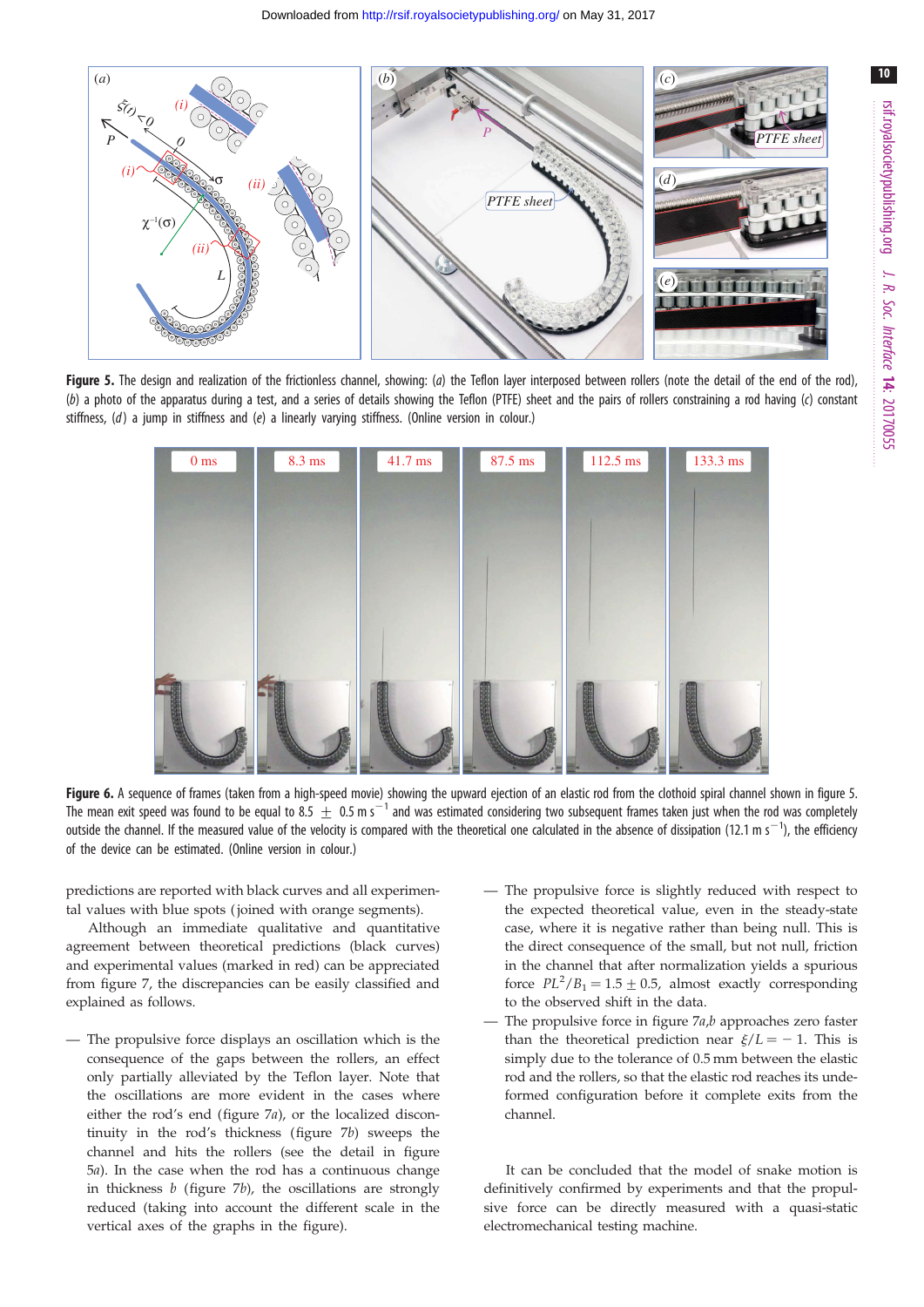**Figure 5.** The design and realization of the frictionless channel, showing: (*a*) the Teflon layer interposed between rollers (note the detail of the end of the rod), (*b*) a photo of the apparatus during a test, and a series of details showing the Teflon (PTFE) sheet and the pairs of rollers constraining a rod having (*c*) constant stiffness, (*d*) a jump in stiffness and (*e*) a linearly varying stiffness. (Online version in colour.)

**Figure 6.** A sequence of frames (taken from a high-speed movie) showing the upward ejection of an elastic rod from the clothoid spiral channel shown in figure 5. The mean exit speed was found to be equal to $8.5 \pm 0.5\ \mathrm{m\ s^{-1}}$ and was estimated considering two subsequent frames taken just when the rod was completely outside the channel. If the measured value of the velocity is compared with the theoretical one calculated in the absence of dissipation ($12.1\ \mathrm{m\ s^{-1}}$), the efficiency of the device can be estimated. (Online version in colour.)

predictions are reported with black curves and all experimental values with blue spots (joined with orange segments).

Although an immediate qualitative and quantitative agreement between theoretical predictions (black curves) and experimental values (marked in red) can be appreciated from figure 7, the discrepancies can be easily classified and explained as follows.

- The propulsive force displays an oscillation which is the consequence of the gaps between the rollers, an effect only partially alleviated by the Teflon layer. Note that the oscillations are more evident in the cases where either the rod's end (figure 7*a*), or the localized discontinuity in the rod's thickness (figure 7*b*) sweeps the channel and hits the rollers (see the detail in figure 5*a*). In the case when the rod has a continuous change in thickness $b$ (figure 7*b*), the oscillations are strongly reduced (taking into account the different scale in the vertical axes of the graphs in the figure).
- The propulsive force is slightly reduced with respect to the expected theoretical value, even in the steady-state case, where it is negative rather than being null. This is the direct consequence of the small, but not null, friction in the channel that after normalization yields a spurious force $PL^2/B_1 = 1.5 \pm 0.5$, almost exactly corresponding to the observed shift in the data.
- The propulsive force in figure 7*a*,*b* approaches zero faster than the theoretical prediction near $\xi/L = -1$. This is simply due to the tolerance of 0.5 mm between the elastic rod and the rollers, so that the elastic rod reaches its undeformed configuration before it complete exits from the channel.

It can be concluded that the model of snake motion is definitively confirmed by experiments and that the propulsive force can be directly measured with a quasi-static electromechanical testing machine.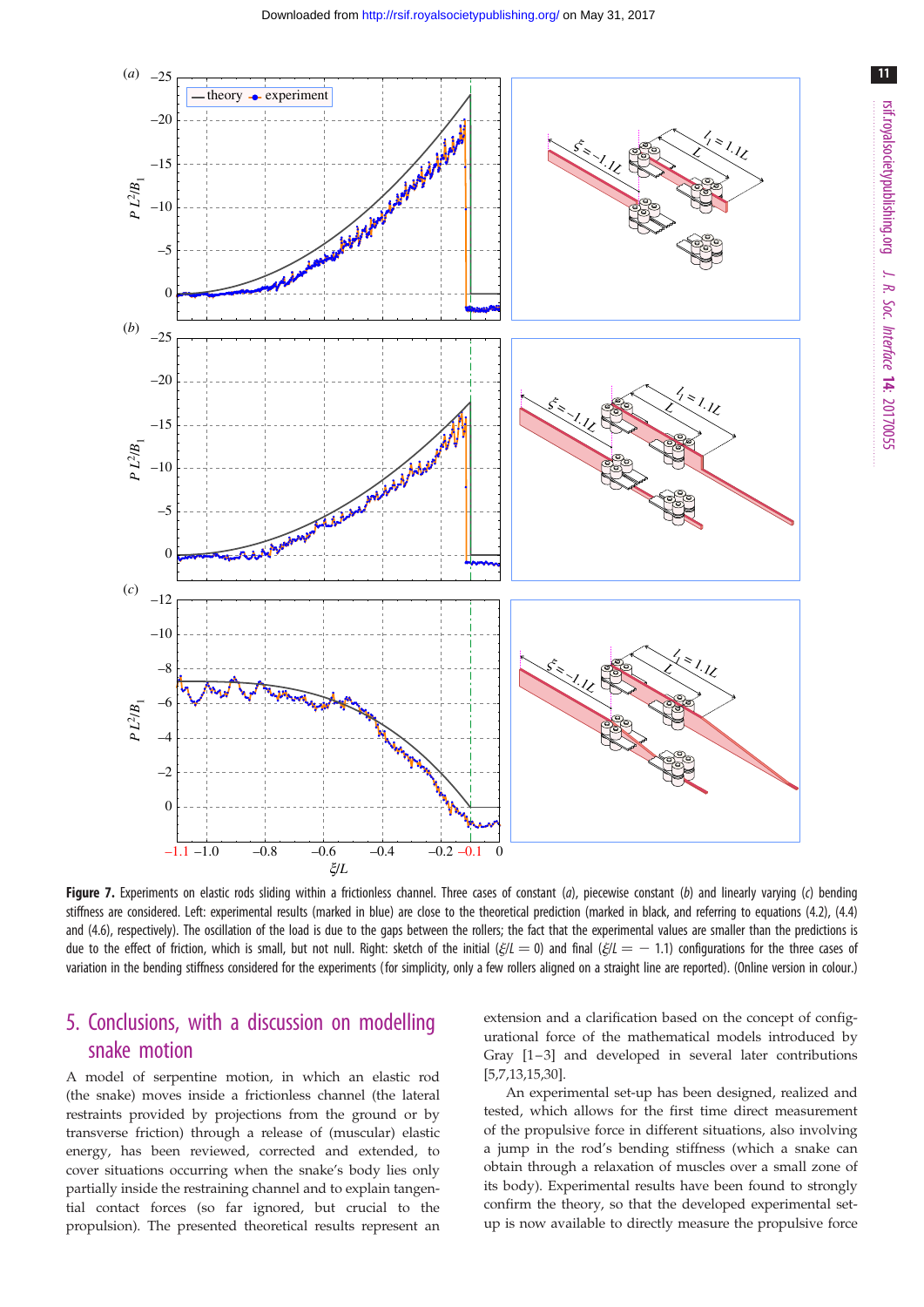**Figure 7.** Experiments on elastic rods sliding within a frictionless channel. Three cases of constant (*a*), piecewise constant (*b*) and linearly varying (*c*) bending stiffness are considered. Left: experimental results (marked in blue) are close to the theoretical prediction (marked in black, and referring to equations (4.2), (4.4) and (4.6), respectively). The oscillation of the load is due to the gaps between the rollers; the fact that the experimental values are smaller than the predictions is due to the effect of friction, which is small, but not null. Right: sketch of the initial ($\xi/L = 0$) and final ($\xi/L = -1.1$) configurations for the three cases of variation in the bending stiffness considered for the experiments (for simplicity, only a few rollers aligned on a straight line are reported). (Online version in colour.)

## 5. Conclusions, with a discussion on modelling snake motion

A model of serpentine motion, in which an elastic rod (the snake) moves inside a frictionless channel (the lateral restraints provided by projections from the ground or by transverse friction) through a release of (muscular) elastic energy, has been reviewed, corrected and extended, to cover situations occurring when the snake's body lies only partially inside the restraining channel and to explain tangential contact forces (so far ignored, but crucial to the propulsion). The presented theoretical results represent an extension and a clarification based on the concept of configurational force of the mathematical models introduced by Gray [1–3] and developed in several later contributions [5,7,13,15,30].

An experimental set-up has been designed, realized and tested, which allows for the first time direct measurement of the propulsive force in different situations, also involving a jump in the rod's bending stiffness (which a snake can obtain through a relaxation of muscles over a small zone of its body). Experimental results have been found to strongly confirm the theory, so that the developed experimental set-up is now available to directly measure the propulsive force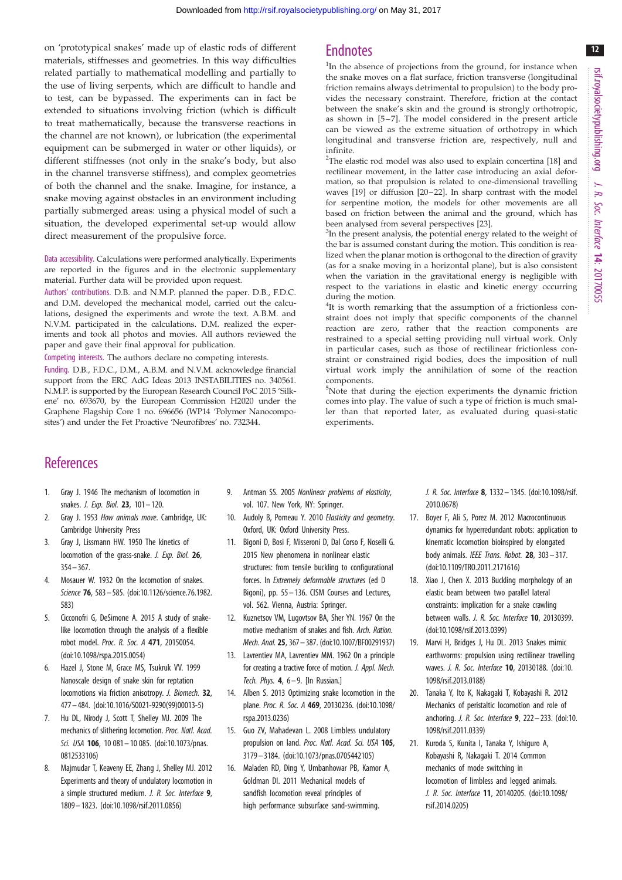on 'prototypical snakes' made up of elastic rods of different materials, stiffnesses and geometries. In this way difficulties related partially to mathematical modelling and partially to the use of living serpents, which are difficult to handle and to test, can be bypassed. The experiments can in fact be extended to situations involving friction (which is difficult to treat mathematically, because the transverse reactions in the channel are not known), or lubrication (the experimental equipment can be submerged in water or other liquids), or different stiffnesses (not only in the snake's body, but also in the channel transverse stiffness), and complex geometries of both the channel and the snake. Imagine, for instance, a snake moving against obstacles in an environment including partially submerged areas: using a physical model of such a situation, the developed experimental set-up would allow direct measurement of the propulsive force.

Data accessibility. Calculations were performed analytically. Experiments are reported in the figures and in the electronic supplementary material. Further data will be provided upon request.

Authors' contributions. D.B. and N.M.P. planned the paper. D.B., F.D.C. and D.M. developed the mechanical model, carried out the calculations, designed the experiments and wrote the text. A.B.M. and N.V.M. participated in the calculations. D.M. realized the experiments and took all photos and movies. All authors reviewed the paper and gave their final approval for publication.

Competing interests. The authors declare no competing interests.

Funding. D.B., F.D.C., D.M., A.B.M. and N.V.M. acknowledge financial support from the ERC AdG Ideas 2013 INSTABILITIES no. 340561. N.M.P. is supported by the European Research Council PoC 2015 'Silkene' no. 693670, by the European Commission H2020 under the Graphene Flagship Core 1 no. 696656 (WP14 'Polymer Nanocomposites') and under the Fet Proactive 'Neurofibres' no. 732344.

## Endnotes

[1]In the absence of projections from the ground, for instance when the snake moves on a flat surface, friction transverse (longitudinal friction remains always detrimental to propulsion) to the body provides the necessary constraint. Therefore, friction at the contact between the snake's skin and the ground is strongly orthotropic, as shown in [5–7]. The model considered in the present article can be viewed as the extreme situation of orthotropy in which longitudinal and transverse friction are, respectively, null and infinite.

[2]The elastic rod model was also used to explain concertina [18] and rectilinear movement, in the latter case introducing an axial deformation, so that propulsion is related to one-dimensional travelling waves [19] or diffusion [20–22]. In sharp contrast with the model for serpentine motion, the models for other movements are all based on friction between the animal and the ground, which has been analysed from several perspectives [23].

[3]In the present analysis, the potential energy related to the weight of the bar is assumed constant during the motion. This condition is realized when the planar motion is orthogonal to the direction of gravity (as for a snake moving in a horizontal plane), but is also consistent when the variation in the gravitational energy is negligible with respect to the variations in elastic and kinetic energy occurring during the motion.

[4]It is worth remarking that the assumption of a frictionless constraint does not imply that specific components of the channel reaction are zero, rather that the reaction components are restrained to a special setting providing null virtual work. Only in particular cases, such as those of rectilinear frictionless constraint or constrained rigid bodies, does the imposition of null virtual work imply the annihilation of some of the reaction components.

[5]Note that during the ejection experiments the dynamic friction comes into play. The value of such a type of friction is much smaller than that reported later, as evaluated during quasi-static experiments.

## References

1. Gray J. 1946 The mechanism of locomotion in snakes. *J. Exp. Biol.* **23**, 101–120.
2. Gray J. 1953 *How animals move*. Cambridge, UK: Cambridge University Press
3. Gray J, Lissmann HW. 1950 The kinetics of locomotion of the grass-snake. *J. Exp. Biol.* **26**, 354–367.
4. Mosauer W. 1932 On the locomotion of snakes. *Science* **76**, 583–585. (doi:10.1126/science.76.1982.583)
5. Cicconofri G, DeSimone A. 2015 A study of snake-like locomotion through the analysis of a flexible robot model. *Proc. R. Soc. A* **471**, 20150054. (doi:10.1098/rspa.2015.0054)
6. Hazel J, Stone M, Grace MS, Tsukruk VV. 1999 Nanoscale design of snake skin for reptation locomotions via friction anisotropy. *J. Biomech.* **32**, 477–484. (doi:10.1016/S0021-9290(99)00013-5)
7. Hu DL, Nirody J, Scott T, Shelley MJ. 2009 The mechanics of slithering locomotion. *Proc. Natl. Acad. Sci. USA* **106**, 10 081–10 085. (doi:10.1073/pnas.0812533106)
8. Majmudar T, Keaveny EE, Zhang J, Shelley MJ. 2012 Experiments and theory of undulatory locomotion in a simple structured medium. *J. R. Soc. Interface* **9**, 1809–1823. (doi:10.1098/rsif.2011.0856)
9. Antman SS. 2005 *Nonlinear problems of elasticity*, vol. 107. New York, NY: Springer.
10. Audoly B, Pomeau Y. 2010 *Elasticity and geometry*. Oxford, UK: Oxford University Press.
11. Bigoni D, Bosi F, Misseroni D, Dal Corso F, Noselli G. 2015 New phenomena in nonlinear elastic structures: from tensile buckling to configurational forces. In *Extremely deformable structures* (ed D Bigoni), pp. 55–136. CISM Courses and Lectures, vol. 562. Vienna, Austria: Springer.
12. Kuznetsov VM, Lugovtsov BA, Sher YN. 1967 On the motive mechanism of snakes and fish. *Arch. Ration. Mech. Anal.* **25**, 367–387. (doi:10.1007/BF00291937)
13. Lavrentiev MA, Lavrentiev MM. 1962 On a principle for creating a tractive force of motion. *J. Appl. Mech. Tech. Phys.* **4**, 6–9. [In Russian.]
14. Alben S. 2013 Optimizing snake locomotion in the plane. *Proc. R. Soc. A* **469**, 20130236. (doi:10.1098/rspa.2013.0236)
15. Guo ZV, Mahadevan L. 2008 Limbless undulatory propulsion on land. *Proc. Natl. Acad. Sci. USA* **105**, 3179–3184. (doi:10.1073/pnas.0705442105)
16. Maladen RD, Ding Y, Umbanhowar PB, Kamor A, Goldman DI. 2011 Mechanical models of sandfish locomotion reveal principles of high performance subsurface sand-swimming. *J. R. Soc. Interface* **8**, 1332–1345. (doi:10.1098/rsif.2010.0678)
17. Boyer F, Ali S, Porez M. 2012 Macrocontinuous dynamics for hyperredundant robots: application to kinematic locomotion bioinspired by elongated body animals. *IEEE Trans. Robot.* **28**, 303–317. (doi:10.1109/TRO.2011.2171616)
18. Xiao J, Chen X. 2013 Buckling morphology of an elastic beam between two parallel lateral constraints: implication for a snake crawling between walls. *J. R. Soc. Interface* **10**, 20130399. (doi:10.1098/rsif.2013.0399)
19. Marvi H, Bridges J, Hu DL. 2013 Snakes mimic earthworms: propulsion using rectilinear travelling waves. *J. R. Soc. Interface* **10**, 20130188. (doi:10.1098/rsif.2013.0188)
20. Tanaka Y, Ito K, Nakagaki T, Kobayashi R. 2012 Mechanics of peristaltic locomotion and role of anchoring. *J. R. Soc. Interface* **9**, 222–233. (doi:10.1098/rsif.2011.0339)
21. Kuroda S, Kunita I, Tanaka Y, Ishiguro A, Kobayashi R, Nakagaki T. 2014 Common mechanics of mode switching in locomotion of limbless and legged animals. *J. R. Soc. Interface* **11**, 20140205. (doi:10.1098/rsif.2014.0205)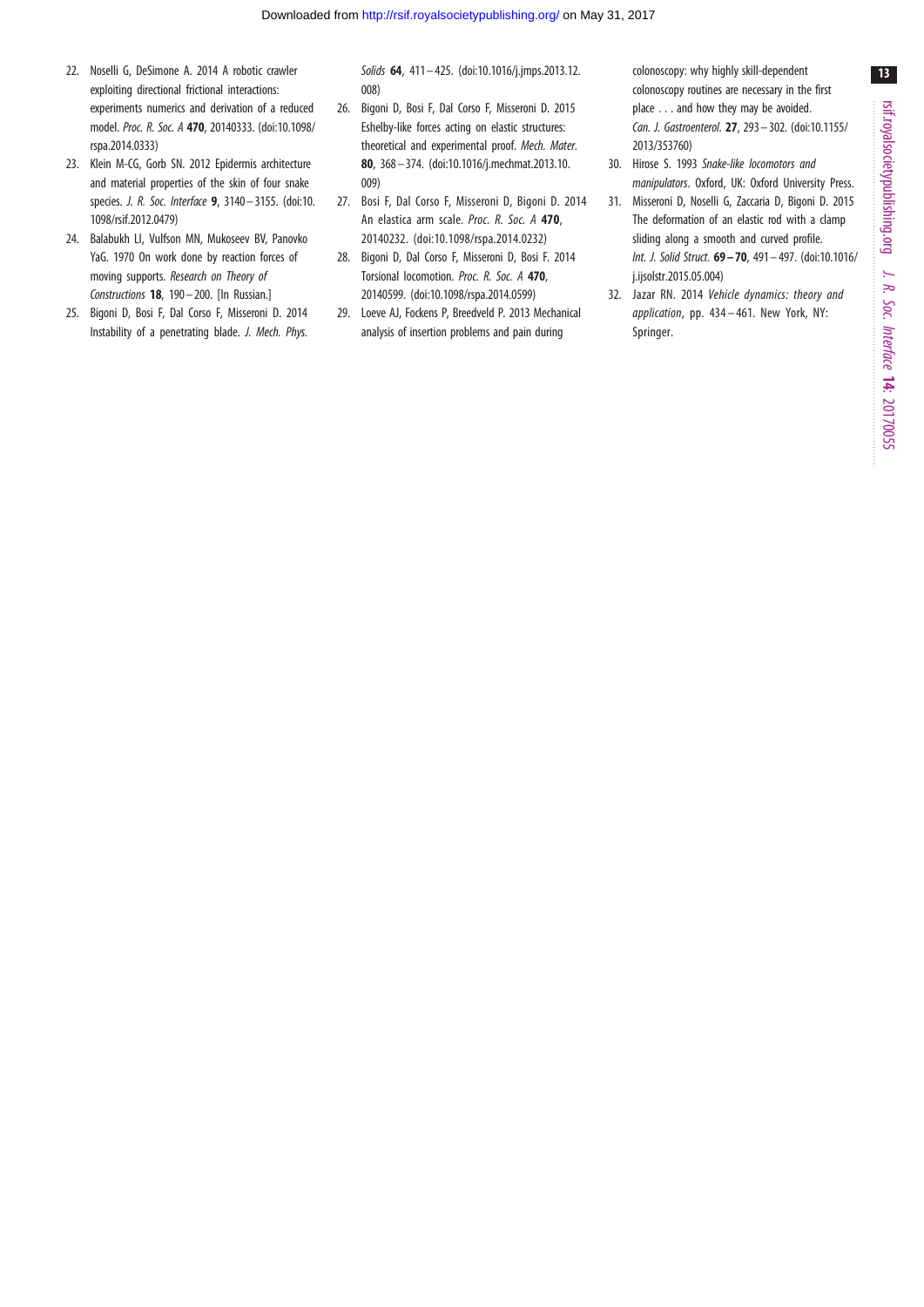22. Noselli G, DeSimone A. 2014 A robotic crawler exploiting directional frictional interactions: experiments numerics and derivation of a reduced model. *Proc. R. Soc. A* **470**, 20140333. (doi:10.1098/rspa.2014.0333)
23. Klein M-CG, Gorb SN. 2012 Epidermis architecture and material properties of the skin of four snake species. *J. R. Soc. Interface* **9**, 3140–3155. (doi:10.1098/rsif.2012.0479)
24. Balabukh LI, Vulfson MN, Mukoseev BV, Panovko YaG. 1970 On work done by reaction forces of moving supports. *Research on Theory of Constructions* **18**, 190–200. [In Russian.]
25. Bigoni D, Bosi F, Dal Corso F, Misseroni D. 2014 Instability of a penetrating blade. *J. Mech. Phys. Solids* **64**, 411–425. (doi:10.1016/j.jmps.2013.12.008)
26. Bigoni D, Bosi F, Dal Corso F, Misseroni D. 2015 Eshelby-like forces acting on elastic structures: theoretical and experimental proof. *Mech. Mater.* **80**, 368–374. (doi:10.1016/j.mechmat.2013.10.009)
27. Bosi F, Dal Corso F, Misseroni D, Bigoni D. 2014 An elastica arm scale. *Proc. R. Soc. A* **470**, 20140232. (doi:10.1098/rspa.2014.0232)
28. Bigoni D, Dal Corso F, Misseroni D, Bosi F. 2014 Torsional locomotion. *Proc. R. Soc. A* **470**, 20140599. (doi:10.1098/rspa.2014.0599)
29. Loeve AJ, Fockens P, Breedveld P. 2013 Mechanical analysis of insertion problems and pain during colonoscopy: why highly skill-dependent colonoscopy routines are necessary in the first place . . . and how they may be avoided. *Can. J. Gastroenterol.* **27**, 293–302. (doi:10.1155/2013/353760)
30. Hirose S. 1993 *Snake-like locomotors and manipulators*. Oxford, UK: Oxford University Press.
31. Misseroni D, Noselli G, Zaccaria D, Bigoni D. 2015 The deformation of an elastic rod with a clamp sliding along a smooth and curved profile. *Int. J. Solid Struct.* **69–70**, 491–497. (doi:10.1016/j.ijsolstr.2015.05.004)
32. Jazar RN. 2014 *Vehicle dynamics: theory and application*, pp. 434–461. New York, NY: Springer.